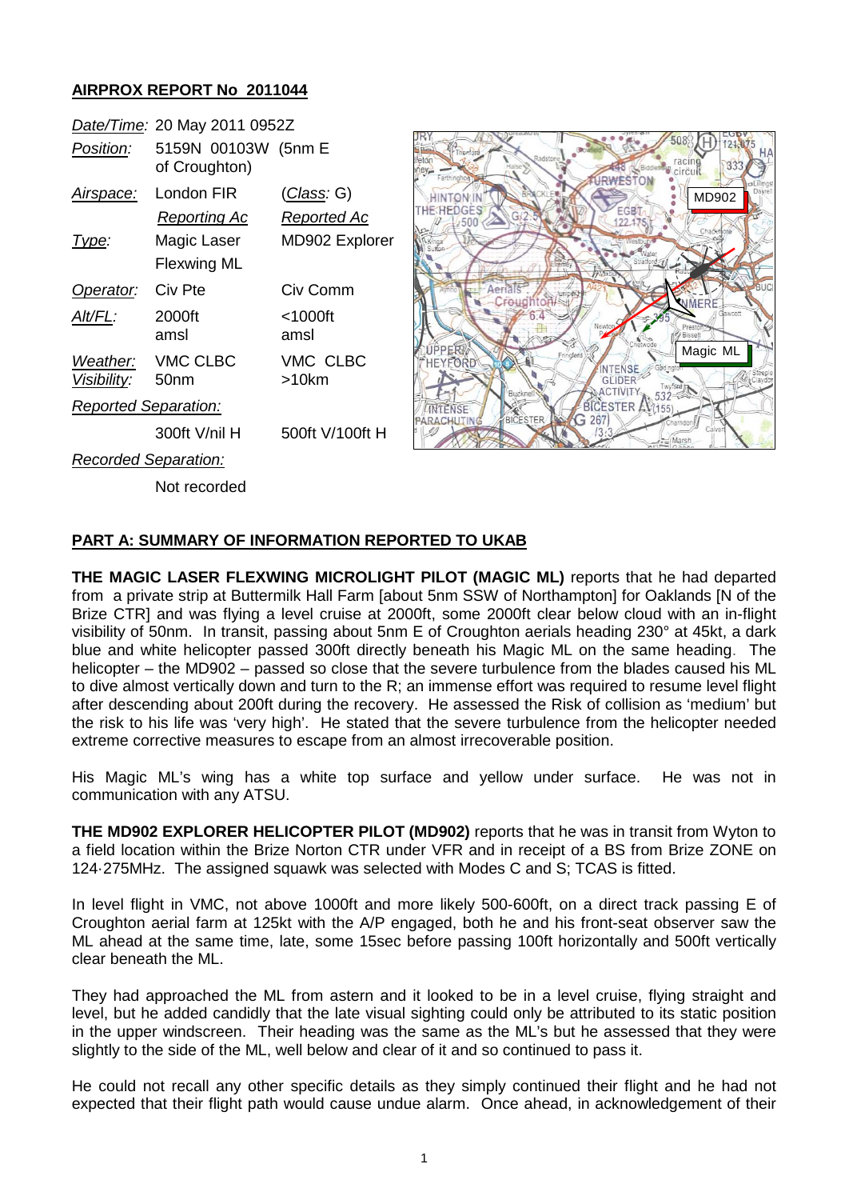## AIRPROX REPORT No 2011044

| | | |
|---|---|---|
| *Date/Time:* | 20 May 2011 0952Z | |
| *Position:* | 5159N 00103W (5nm E of Croughton) | |
| *Airspace:* | London FIR | (*Class:* G) |
| | *Reporting Ac* | *Reported Ac* |
| *Type:* | Magic Laser Flexwing ML | MD902 Explorer |
| *Operator:* | Civ Pte | Civ Comm |
| *Alt/FL:* | 2000ft amsl | <1000ft amsl |
| *Weather:* | VMC CLBC | VMC CLBC |
| *Visibility:* | 50nm | >10km |
| *Reported Separation:* | | |
| | 300ft V/nil H | 500ft V/100ft H |
| *Recorded Separation:* | | |
| | Not recorded | |

### PART A: SUMMARY OF INFORMATION REPORTED TO UKAB

**THE MAGIC LASER FLEXWING MICROLIGHT PILOT (MAGIC ML)** reports that he had departed from a private strip at Buttermilk Hall Farm [about 5nm SSW of Northampton] for Oaklands [N of the Brize CTR] and was flying a level cruise at 2000ft, some 2000ft clear below cloud with an in-flight visibility of 50nm. In transit, passing about 5nm E of Croughton aerials heading 230° at 45kt, a dark blue and white helicopter passed 300ft directly beneath his Magic ML on the same heading. The helicopter – the MD902 – passed so close that the severe turbulence from the blades caused his ML to dive almost vertically down and turn to the R; an immense effort was required to resume level flight after descending about 200ft during the recovery. He assessed the Risk of collision as 'medium' but the risk to his life was 'very high'. He stated that the severe turbulence from the helicopter needed extreme corrective measures to escape from an almost irrecoverable position.

His Magic ML's wing has a white top surface and yellow under surface. He was not in communication with any ATSU.

**THE MD902 EXPLORER HELICOPTER PILOT (MD902)** reports that he was in transit from Wyton to a field location within the Brize Norton CTR under VFR and in receipt of a BS from Brize ZONE on 124·275MHz. The assigned squawk was selected with Modes C and S; TCAS is fitted.

In level flight in VMC, not above 1000ft and more likely 500-600ft, on a direct track passing E of Croughton aerial farm at 125kt with the A/P engaged, both he and his front-seat observer saw the ML ahead at the same time, late, some 15sec before passing 100ft horizontally and 500ft vertically clear beneath the ML.

They had approached the ML from astern and it looked to be in a level cruise, flying straight and level, but he added candidly that the late visual sighting could only be attributed to its static position in the upper windscreen. Their heading was the same as the ML's but he assessed that they were slightly to the side of the ML, well below and clear of it and so continued to pass it.

He could not recall any other specific details as they simply continued their flight and he had not expected that their flight path would cause undue alarm. Once ahead, in acknowledgement of their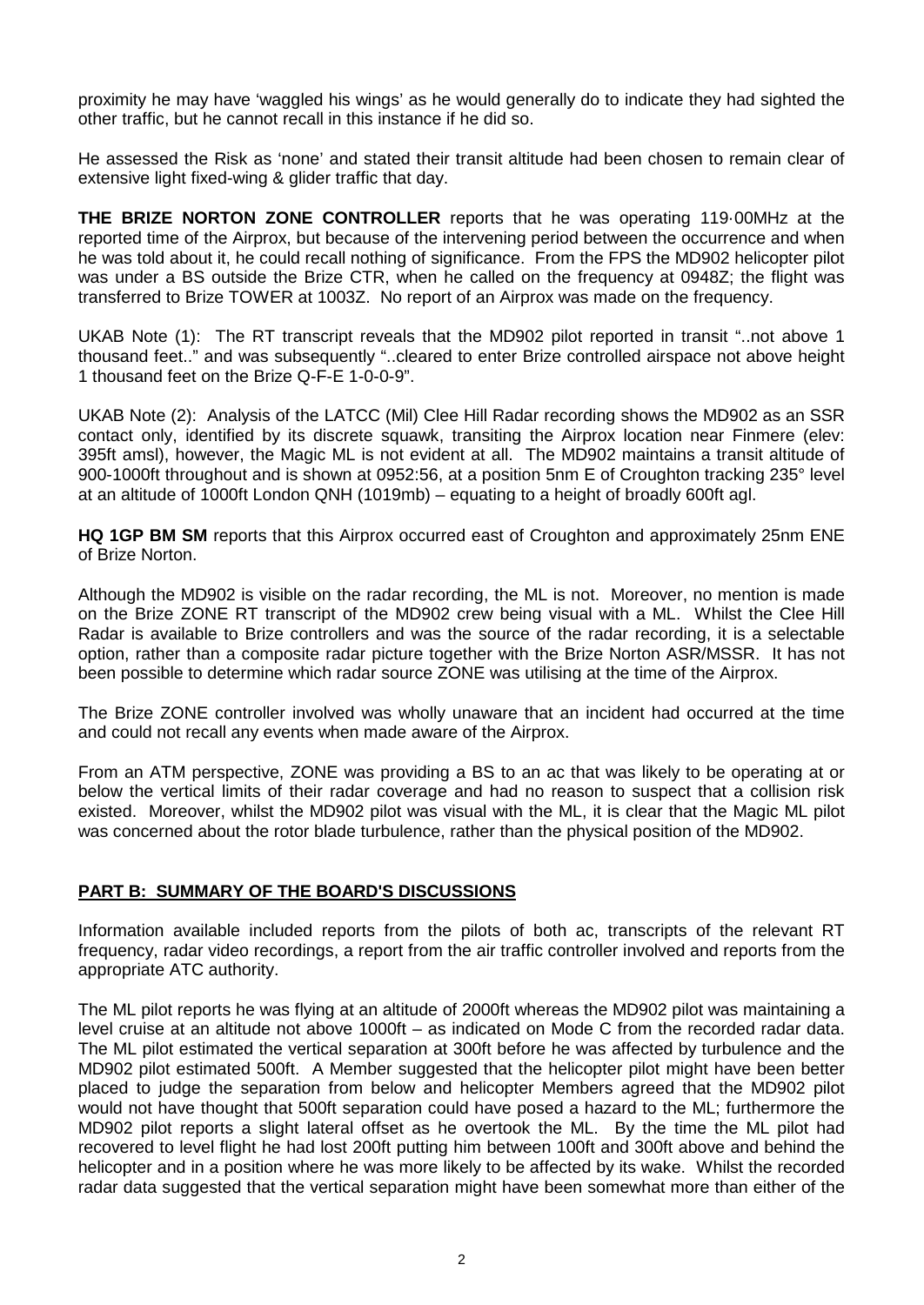proximity he may have 'waggled his wings' as he would generally do to indicate they had sighted the other traffic, but he cannot recall in this instance if he did so.

He assessed the Risk as 'none' and stated their transit altitude had been chosen to remain clear of extensive light fixed-wing & glider traffic that day.

**THE BRIZE NORTON ZONE CONTROLLER** reports that he was operating 119·00MHz at the reported time of the Airprox, but because of the intervening period between the occurrence and when he was told about it, he could recall nothing of significance. From the FPS the MD902 helicopter pilot was under a BS outside the Brize CTR, when he called on the frequency at 0948Z; the flight was transferred to Brize TOWER at 1003Z. No report of an Airprox was made on the frequency.

UKAB Note (1): The RT transcript reveals that the MD902 pilot reported in transit "..not above 1 thousand feet.." and was subsequently "..cleared to enter Brize controlled airspace not above height 1 thousand feet on the Brize Q-F-E 1-0-0-9".

UKAB Note (2): Analysis of the LATCC (Mil) Clee Hill Radar recording shows the MD902 as an SSR contact only, identified by its discrete squawk, transiting the Airprox location near Finmere (elev: 395ft amsl), however, the Magic ML is not evident at all. The MD902 maintains a transit altitude of 900-1000ft throughout and is shown at 0952:56, at a position 5nm E of Croughton tracking 235° level at an altitude of 1000ft London QNH (1019mb) – equating to a height of broadly 600ft agl.

**HQ 1GP BM SM** reports that this Airprox occurred east of Croughton and approximately 25nm ENE of Brize Norton.

Although the MD902 is visible on the radar recording, the ML is not. Moreover, no mention is made on the Brize ZONE RT transcript of the MD902 crew being visual with a ML. Whilst the Clee Hill Radar is available to Brize controllers and was the source of the radar recording, it is a selectable option, rather than a composite radar picture together with the Brize Norton ASR/MSSR. It has not been possible to determine which radar source ZONE was utilising at the time of the Airprox.

The Brize ZONE controller involved was wholly unaware that an incident had occurred at the time and could not recall any events when made aware of the Airprox.

From an ATM perspective, ZONE was providing a BS to an ac that was likely to be operating at or below the vertical limits of their radar coverage and had no reason to suspect that a collision risk existed. Moreover, whilst the MD902 pilot was visual with the ML, it is clear that the Magic ML pilot was concerned about the rotor blade turbulence, rather than the physical position of the MD902.

## PART B: SUMMARY OF THE BOARD'S DISCUSSIONS

Information available included reports from the pilots of both ac, transcripts of the relevant RT frequency, radar video recordings, a report from the air traffic controller involved and reports from the appropriate ATC authority.

The ML pilot reports he was flying at an altitude of 2000ft whereas the MD902 pilot was maintaining a level cruise at an altitude not above 1000ft – as indicated on Mode C from the recorded radar data. The ML pilot estimated the vertical separation at 300ft before he was affected by turbulence and the MD902 pilot estimated 500ft. A Member suggested that the helicopter pilot might have been better placed to judge the separation from below and helicopter Members agreed that the MD902 pilot would not have thought that 500ft separation could have posed a hazard to the ML; furthermore the MD902 pilot reports a slight lateral offset as he overtook the ML. By the time the ML pilot had recovered to level flight he had lost 200ft putting him between 100ft and 300ft above and behind the helicopter and in a position where he was more likely to be affected by its wake. Whilst the recorded radar data suggested that the vertical separation might have been somewhat more than either of the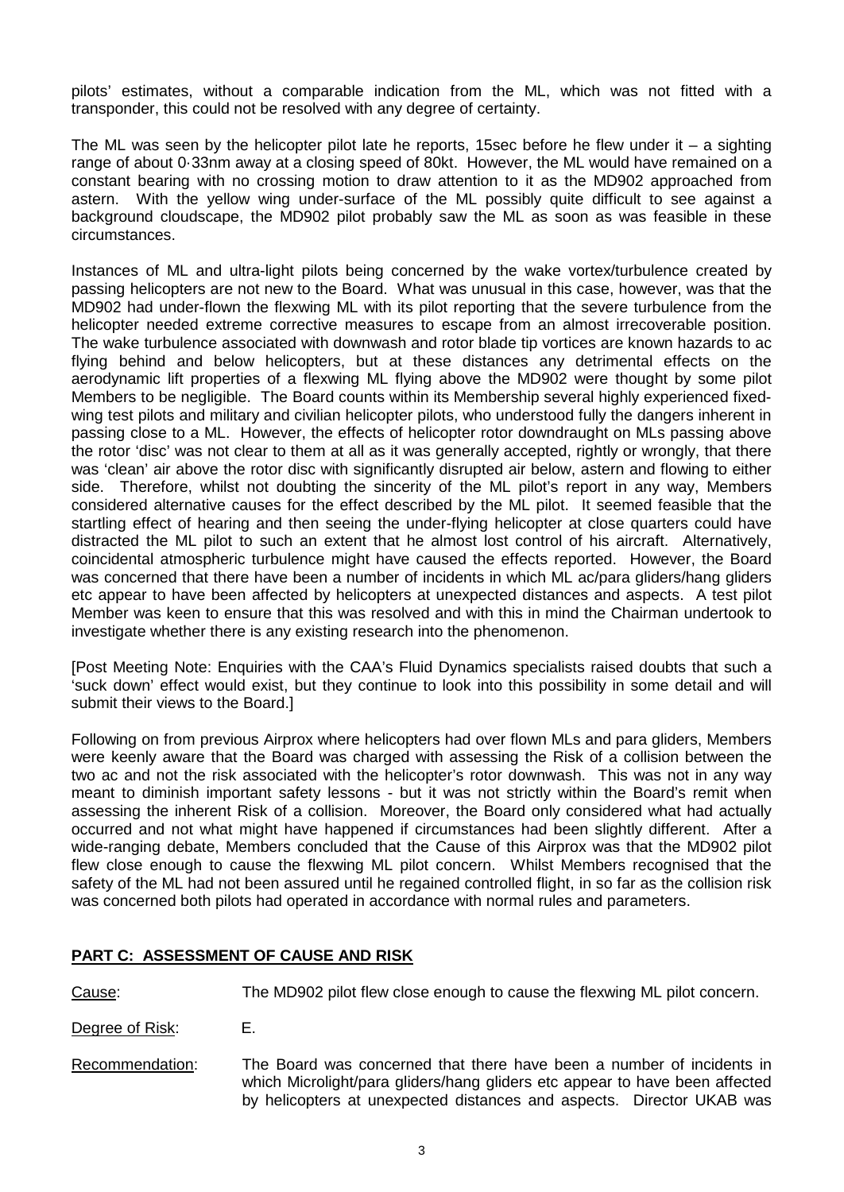pilots' estimates, without a comparable indication from the ML, which was not fitted with a transponder, this could not be resolved with any degree of certainty.

The ML was seen by the helicopter pilot late he reports, 15sec before he flew under it – a sighting range of about 0·33nm away at a closing speed of 80kt. However, the ML would have remained on a constant bearing with no crossing motion to draw attention to it as the MD902 approached from astern. With the yellow wing under-surface of the ML possibly quite difficult to see against a background cloudscape, the MD902 pilot probably saw the ML as soon as was feasible in these circumstances.

Instances of ML and ultra-light pilots being concerned by the wake vortex/turbulence created by passing helicopters are not new to the Board. What was unusual in this case, however, was that the MD902 had under-flown the flexwing ML with its pilot reporting that the severe turbulence from the helicopter needed extreme corrective measures to escape from an almost irrecoverable position. The wake turbulence associated with downwash and rotor blade tip vortices are known hazards to ac flying behind and below helicopters, but at these distances any detrimental effects on the aerodynamic lift properties of a flexwing ML flying above the MD902 were thought by some pilot Members to be negligible. The Board counts within its Membership several highly experienced fixed-wing test pilots and military and civilian helicopter pilots, who understood fully the dangers inherent in passing close to a ML. However, the effects of helicopter rotor downdraught on MLs passing above the rotor 'disc' was not clear to them at all as it was generally accepted, rightly or wrongly, that there was 'clean' air above the rotor disc with significantly disrupted air below, astern and flowing to either side. Therefore, whilst not doubting the sincerity of the ML pilot's report in any way, Members considered alternative causes for the effect described by the ML pilot. It seemed feasible that the startling effect of hearing and then seeing the under-flying helicopter at close quarters could have distracted the ML pilot to such an extent that he almost lost control of his aircraft. Alternatively, coincidental atmospheric turbulence might have caused the effects reported. However, the Board was concerned that there have been a number of incidents in which ML ac/para gliders/hang gliders etc appear to have been affected by helicopters at unexpected distances and aspects. A test pilot Member was keen to ensure that this was resolved and with this in mind the Chairman undertook to investigate whether there is any existing research into the phenomenon.

[Post Meeting Note: Enquiries with the CAA's Fluid Dynamics specialists raised doubts that such a 'suck down' effect would exist, but they continue to look into this possibility in some detail and will submit their views to the Board.]

Following on from previous Airprox where helicopters had over flown MLs and para gliders, Members were keenly aware that the Board was charged with assessing the Risk of a collision between the two ac and not the risk associated with the helicopter's rotor downwash. This was not in any way meant to diminish important safety lessons - but it was not strictly within the Board's remit when assessing the inherent Risk of a collision. Moreover, the Board only considered what had actually occurred and not what might have happened if circumstances had been slightly different. After a wide-ranging debate, Members concluded that the Cause of this Airprox was that the MD902 pilot flew close enough to cause the flexwing ML pilot concern. Whilst Members recognised that the safety of the ML had not been assured until he regained controlled flight, in so far as the collision risk was concerned both pilots had operated in accordance with normal rules and parameters.

## PART C: ASSESSMENT OF CAUSE AND RISK

Cause: The MD902 pilot flew close enough to cause the flexwing ML pilot concern.

Degree of Risk: E.

Recommendation: The Board was concerned that there have been a number of incidents in which Microlight/para gliders/hang gliders etc appear to have been affected by helicopters at unexpected distances and aspects. Director UKAB was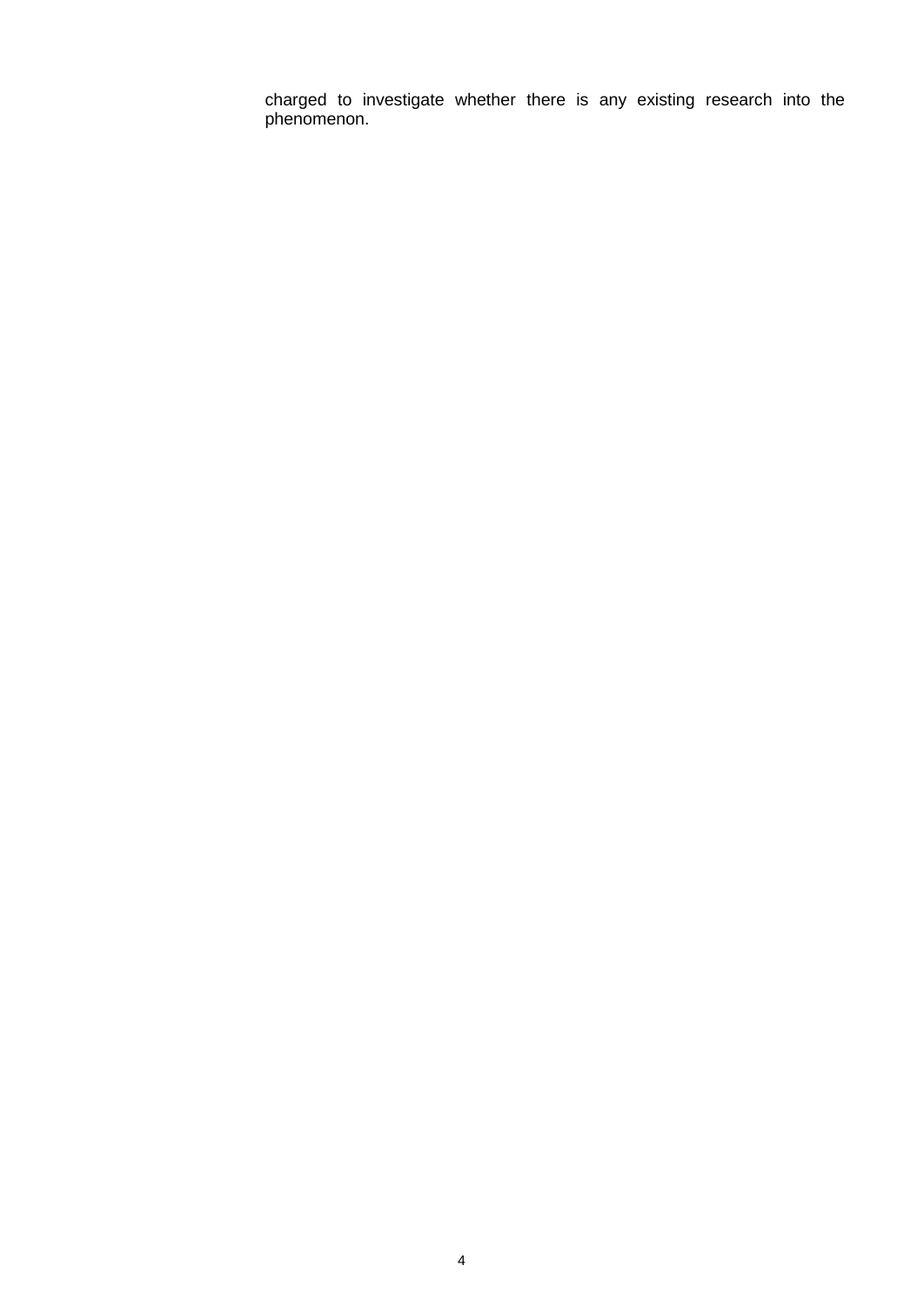charged to investigate whether there is any existing research into the phenomenon.